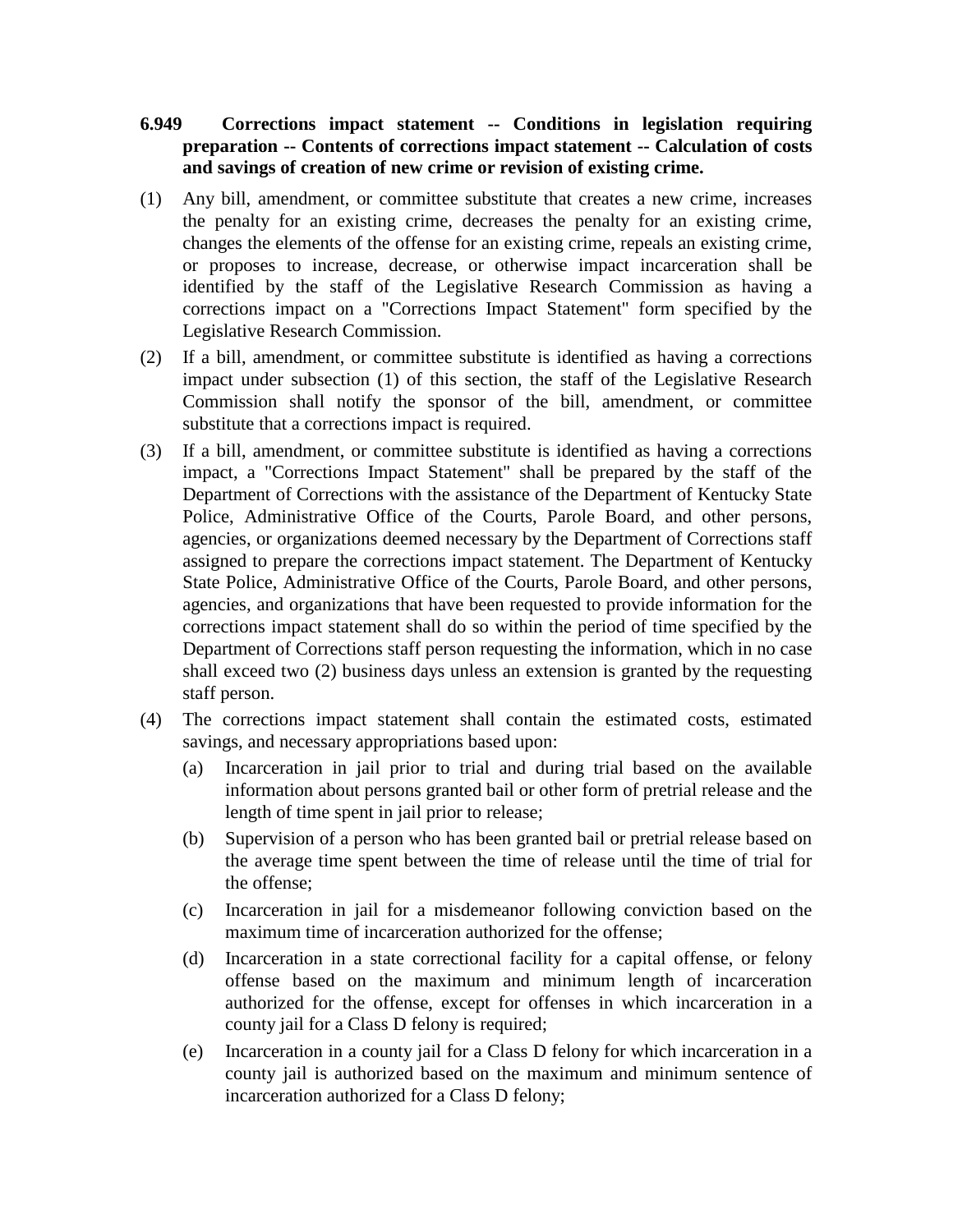**6.949 Corrections impact statement -- Conditions in legislation requiring preparation -- Contents of corrections impact statement -- Calculation of costs and savings of creation of new crime or revision of existing crime.**

(1) Any bill, amendment, or committee substitute that creates a new crime, increases the penalty for an existing crime, decreases the penalty for an existing crime, changes the elements of the offense for an existing crime, repeals an existing crime, or proposes to increase, decrease, or otherwise impact incarceration shall be identified by the staff of the Legislative Research Commission as having a corrections impact on a "Corrections Impact Statement" form specified by the Legislative Research Commission.

(2) If a bill, amendment, or committee substitute is identified as having a corrections impact under subsection (1) of this section, the staff of the Legislative Research Commission shall notify the sponsor of the bill, amendment, or committee substitute that a corrections impact is required.

(3) If a bill, amendment, or committee substitute is identified as having a corrections impact, a "Corrections Impact Statement" shall be prepared by the staff of the Department of Corrections with the assistance of the Department of Kentucky State Police, Administrative Office of the Courts, Parole Board, and other persons, agencies, or organizations deemed necessary by the Department of Corrections staff assigned to prepare the corrections impact statement. The Department of Kentucky State Police, Administrative Office of the Courts, Parole Board, and other persons, agencies, and organizations that have been requested to provide information for the corrections impact statement shall do so within the period of time specified by the Department of Corrections staff person requesting the information, which in no case shall exceed two (2) business days unless an extension is granted by the requesting staff person.

(4) The corrections impact statement shall contain the estimated costs, estimated savings, and necessary appropriations based upon:

   (a) Incarceration in jail prior to trial and during trial based on the available information about persons granted bail or other form of pretrial release and the length of time spent in jail prior to release;

   (b) Supervision of a person who has been granted bail or pretrial release based on the average time spent between the time of release until the time of trial for the offense;

   (c) Incarceration in jail for a misdemeanor following conviction based on the maximum time of incarceration authorized for the offense;

   (d) Incarceration in a state correctional facility for a capital offense, or felony offense based on the maximum and minimum length of incarceration authorized for the offense, except for offenses in which incarceration in a county jail for a Class D felony is required;

   (e) Incarceration in a county jail for a Class D felony for which incarceration in a county jail is authorized based on the maximum and minimum sentence of incarceration authorized for a Class D felony;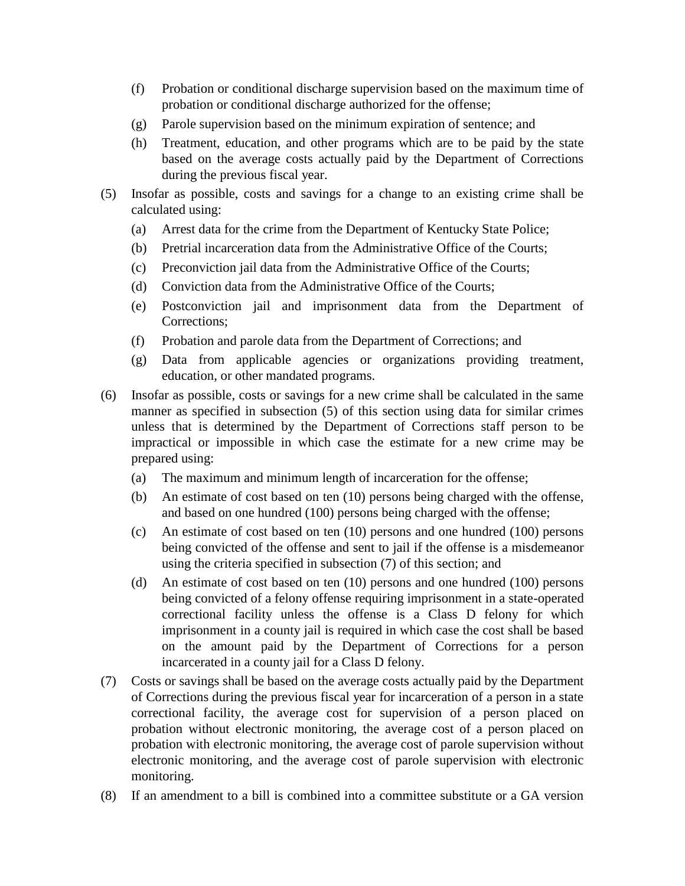- (f) Probation or conditional discharge supervision based on the maximum time of probation or conditional discharge authorized for the offense;
- (g) Parole supervision based on the minimum expiration of sentence; and
- (h) Treatment, education, and other programs which are to be paid by the state based on the average costs actually paid by the Department of Corrections during the previous fiscal year.

(5) Insofar as possible, costs and savings for a change to an existing crime shall be calculated using:

- (a) Arrest data for the crime from the Department of Kentucky State Police;
- (b) Pretrial incarceration data from the Administrative Office of the Courts;
- (c) Preconviction jail data from the Administrative Office of the Courts;
- (d) Conviction data from the Administrative Office of the Courts;
- (e) Postconviction jail and imprisonment data from the Department of Corrections;
- (f) Probation and parole data from the Department of Corrections; and
- (g) Data from applicable agencies or organizations providing treatment, education, or other mandated programs.

(6) Insofar as possible, costs or savings for a new crime shall be calculated in the same manner as specified in subsection (5) of this section using data for similar crimes unless that is determined by the Department of Corrections staff person to be impractical or impossible in which case the estimate for a new crime may be prepared using:

- (a) The maximum and minimum length of incarceration for the offense;
- (b) An estimate of cost based on ten (10) persons being charged with the offense, and based on one hundred (100) persons being charged with the offense;
- (c) An estimate of cost based on ten (10) persons and one hundred (100) persons being convicted of the offense and sent to jail if the offense is a misdemeanor using the criteria specified in subsection (7) of this section; and
- (d) An estimate of cost based on ten (10) persons and one hundred (100) persons being convicted of a felony offense requiring imprisonment in a state-operated correctional facility unless the offense is a Class D felony for which imprisonment in a county jail is required in which case the cost shall be based on the amount paid by the Department of Corrections for a person incarcerated in a county jail for a Class D felony.

(7) Costs or savings shall be based on the average costs actually paid by the Department of Corrections during the previous fiscal year for incarceration of a person in a state correctional facility, the average cost for supervision of a person placed on probation without electronic monitoring, the average cost of a person placed on probation with electronic monitoring, the average cost of parole supervision without electronic monitoring, and the average cost of parole supervision with electronic monitoring.

(8) If an amendment to a bill is combined into a committee substitute or a GA version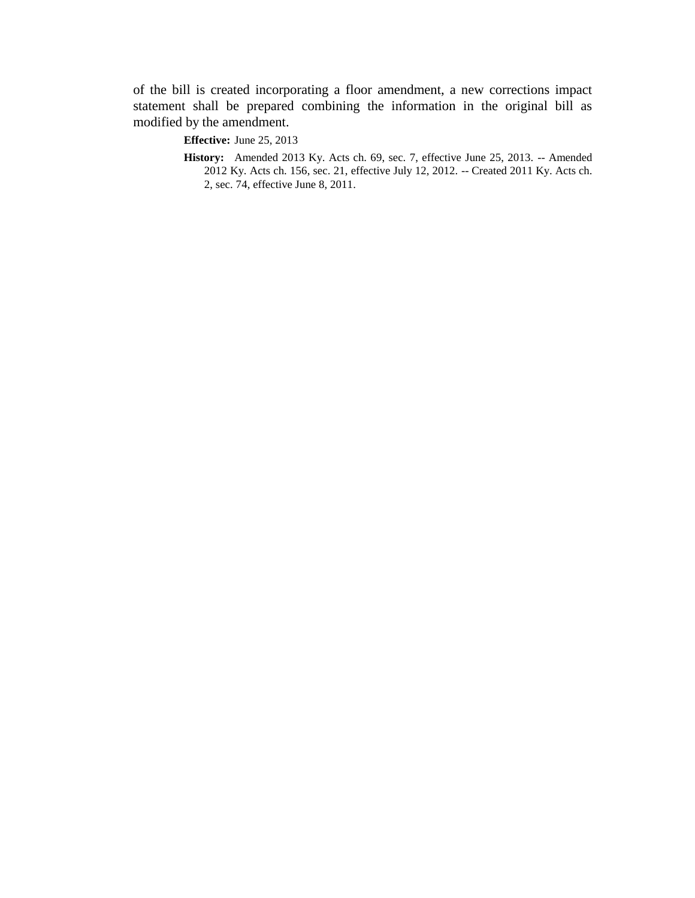of the bill is created incorporating a floor amendment, a new corrections impact statement shall be prepared combining the information in the original bill as modified by the amendment.

**Effective:** June 25, 2013

**History:** Amended 2013 Ky. Acts ch. 69, sec. 7, effective June 25, 2013. -- Amended 2012 Ky. Acts ch. 156, sec. 21, effective July 12, 2012. -- Created 2011 Ky. Acts ch. 2, sec. 74, effective June 8, 2011.